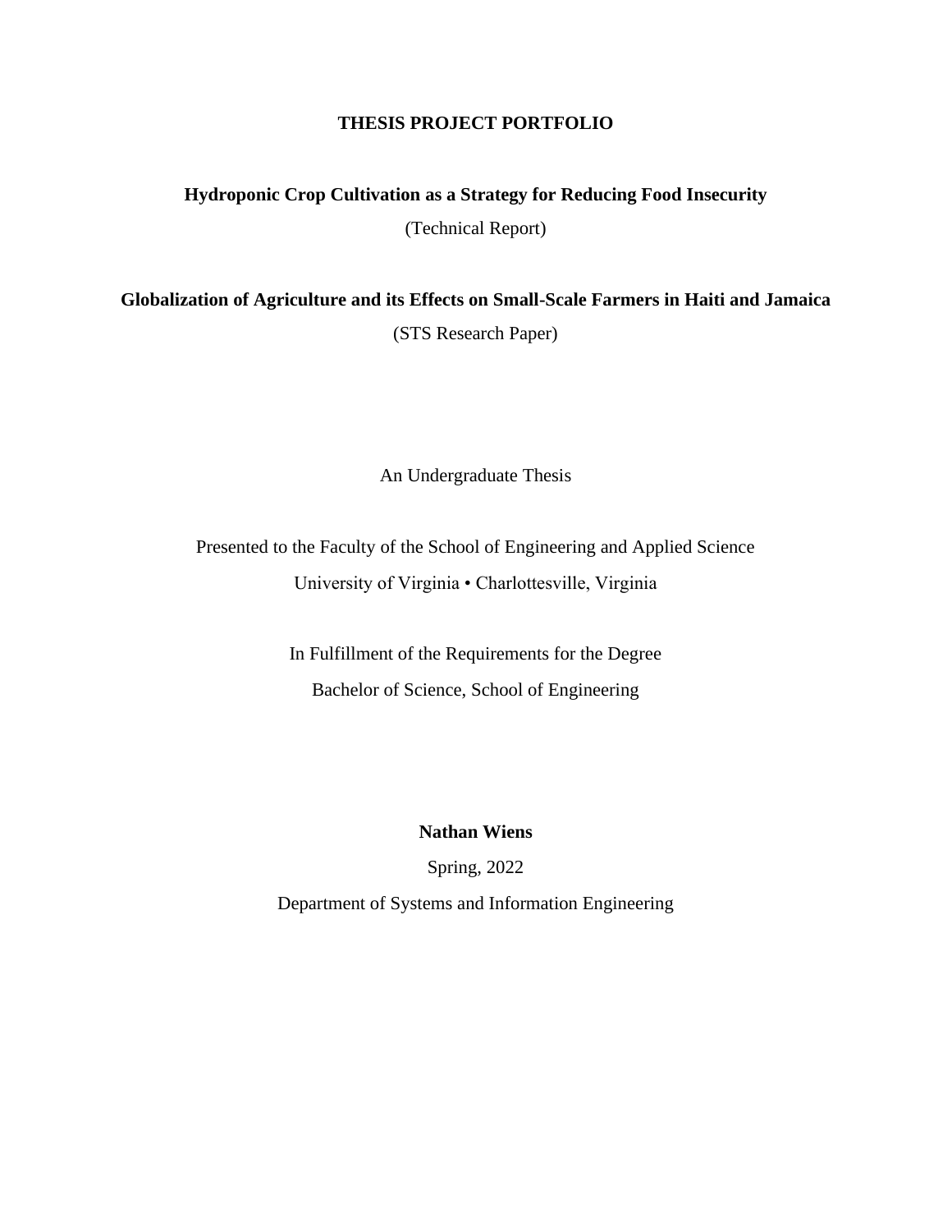# THESIS PROJECT PORTFOLIO

**Hydroponic Crop Cultivation as a Strategy for Reducing Food Insecurity**

(Technical Report)

**Globalization of Agriculture and its Effects on Small-Scale Farmers in Haiti and Jamaica**

(STS Research Paper)

An Undergraduate Thesis

Presented to the Faculty of the School of Engineering and Applied Science

University of Virginia • Charlottesville, Virginia

In Fulfillment of the Requirements for the Degree

Bachelor of Science, School of Engineering

**Nathan Wiens**

Spring, 2022

Department of Systems and Information Engineering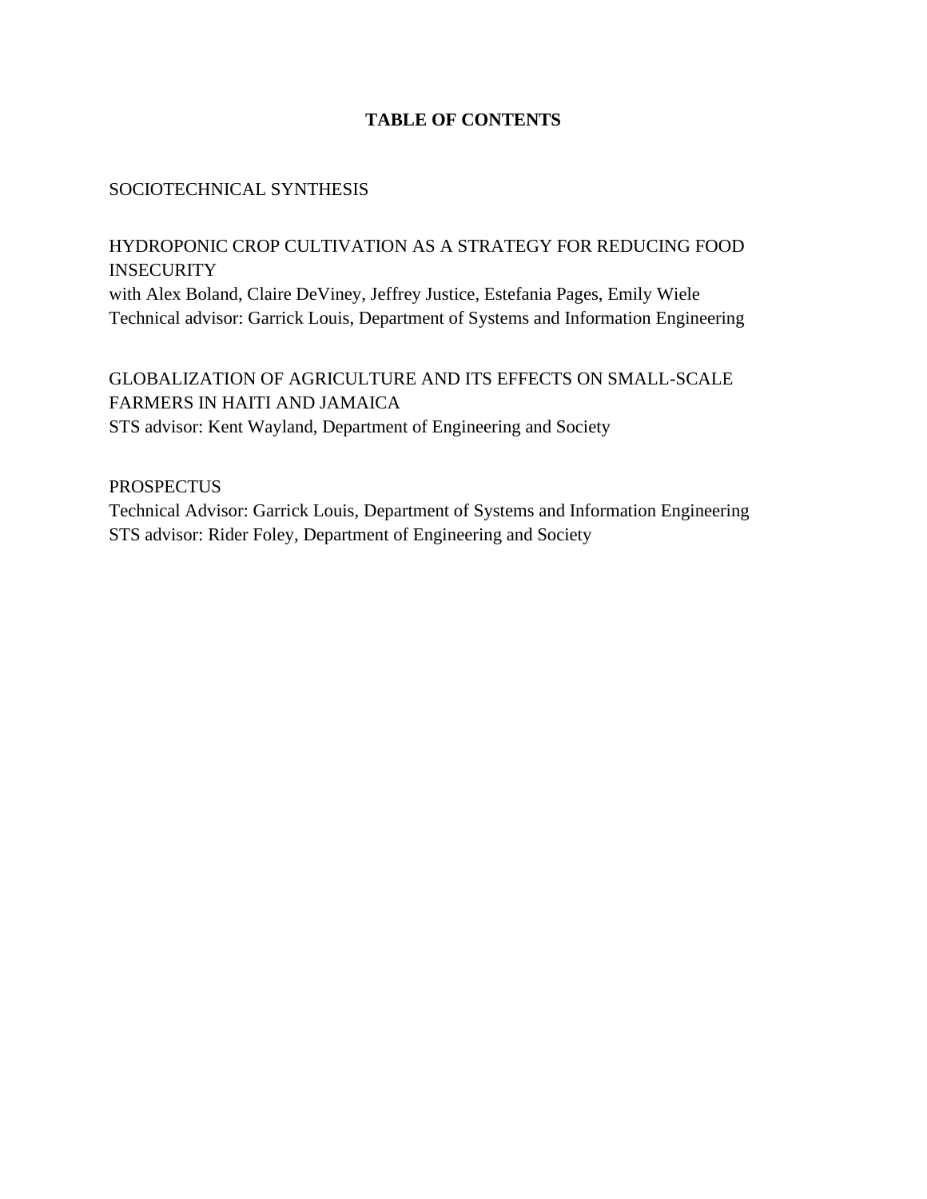**TABLE OF CONTENTS**

SOCIOTECHNICAL SYNTHESIS

HYDROPONIC CROP CULTIVATION AS A STRATEGY FOR REDUCING FOOD INSECURITY
with Alex Boland, Claire DeViney, Jeffrey Justice, Estefania Pages, Emily Wiele
Technical advisor: Garrick Louis, Department of Systems and Information Engineering

GLOBALIZATION OF AGRICULTURE AND ITS EFFECTS ON SMALL-SCALE FARMERS IN HAITI AND JAMAICA
STS advisor: Kent Wayland, Department of Engineering and Society

PROSPECTUS
Technical Advisor: Garrick Louis, Department of Systems and Information Engineering
STS advisor: Rider Foley, Department of Engineering and Society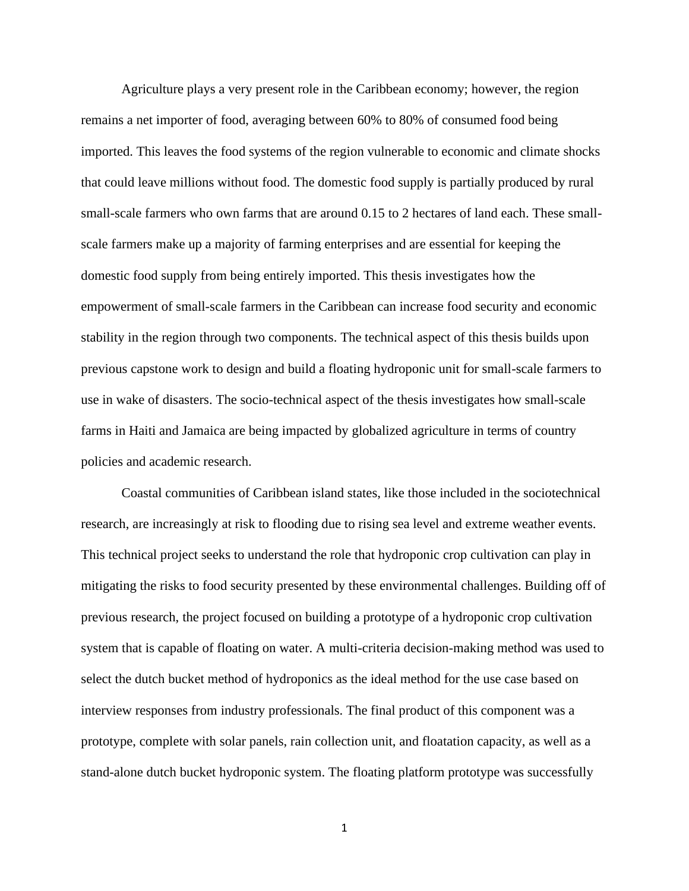Agriculture plays a very present role in the Caribbean economy; however, the region remains a net importer of food, averaging between 60% to 80% of consumed food being imported. This leaves the food systems of the region vulnerable to economic and climate shocks that could leave millions without food. The domestic food supply is partially produced by rural small-scale farmers who own farms that are around 0.15 to 2 hectares of land each. These small-scale farmers make up a majority of farming enterprises and are essential for keeping the domestic food supply from being entirely imported. This thesis investigates how the empowerment of small-scale farmers in the Caribbean can increase food security and economic stability in the region through two components. The technical aspect of this thesis builds upon previous capstone work to design and build a floating hydroponic unit for small-scale farmers to use in wake of disasters. The socio-technical aspect of the thesis investigates how small-scale farms in Haiti and Jamaica are being impacted by globalized agriculture in terms of country policies and academic research.

Coastal communities of Caribbean island states, like those included in the sociotechnical research, are increasingly at risk to flooding due to rising sea level and extreme weather events. This technical project seeks to understand the role that hydroponic crop cultivation can play in mitigating the risks to food security presented by these environmental challenges. Building off of previous research, the project focused on building a prototype of a hydroponic crop cultivation system that is capable of floating on water. A multi-criteria decision-making method was used to select the dutch bucket method of hydroponics as the ideal method for the use case based on interview responses from industry professionals. The final product of this component was a prototype, complete with solar panels, rain collection unit, and floatation capacity, as well as a stand-alone dutch bucket hydroponic system. The floating platform prototype was successfully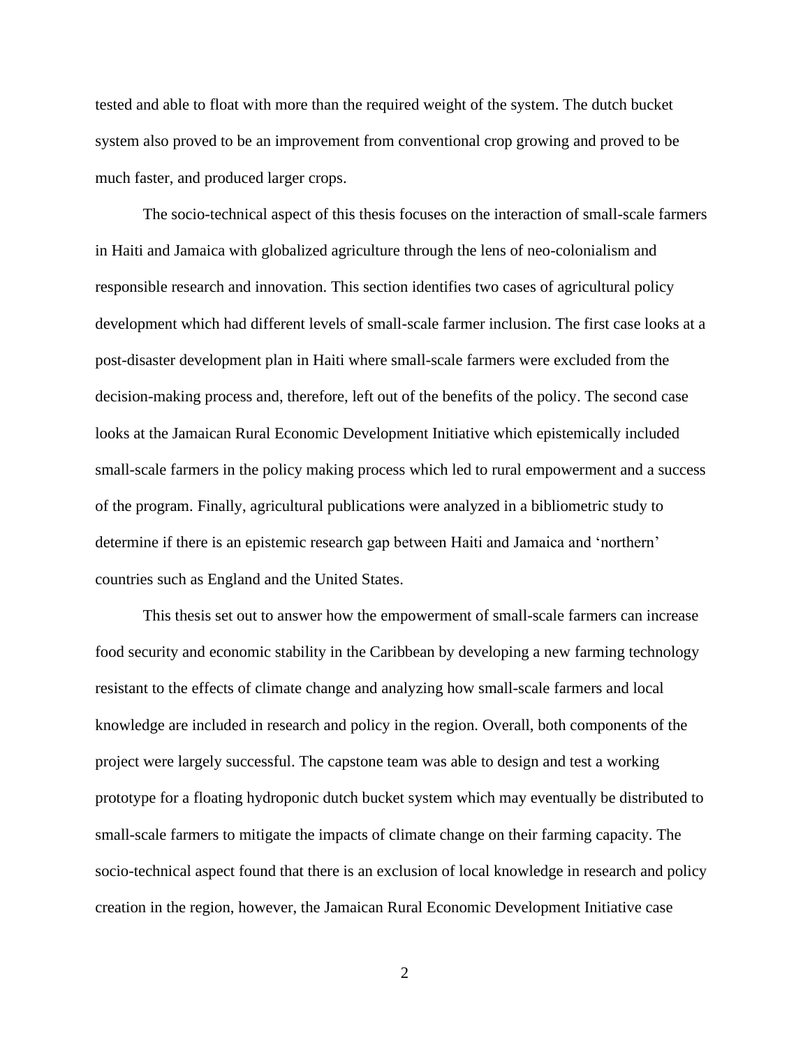tested and able to float with more than the required weight of the system. The dutch bucket system also proved to be an improvement from conventional crop growing and proved to be much faster, and produced larger crops.

The socio-technical aspect of this thesis focuses on the interaction of small-scale farmers in Haiti and Jamaica with globalized agriculture through the lens of neo-colonialism and responsible research and innovation. This section identifies two cases of agricultural policy development which had different levels of small-scale farmer inclusion. The first case looks at a post-disaster development plan in Haiti where small-scale farmers were excluded from the decision-making process and, therefore, left out of the benefits of the policy. The second case looks at the Jamaican Rural Economic Development Initiative which epistemically included small-scale farmers in the policy making process which led to rural empowerment and a success of the program. Finally, agricultural publications were analyzed in a bibliometric study to determine if there is an epistemic research gap between Haiti and Jamaica and 'northern' countries such as England and the United States.

This thesis set out to answer how the empowerment of small-scale farmers can increase food security and economic stability in the Caribbean by developing a new farming technology resistant to the effects of climate change and analyzing how small-scale farmers and local knowledge are included in research and policy in the region. Overall, both components of the project were largely successful. The capstone team was able to design and test a working prototype for a floating hydroponic dutch bucket system which may eventually be distributed to small-scale farmers to mitigate the impacts of climate change on their farming capacity. The socio-technical aspect found that there is an exclusion of local knowledge in research and policy creation in the region, however, the Jamaican Rural Economic Development Initiative case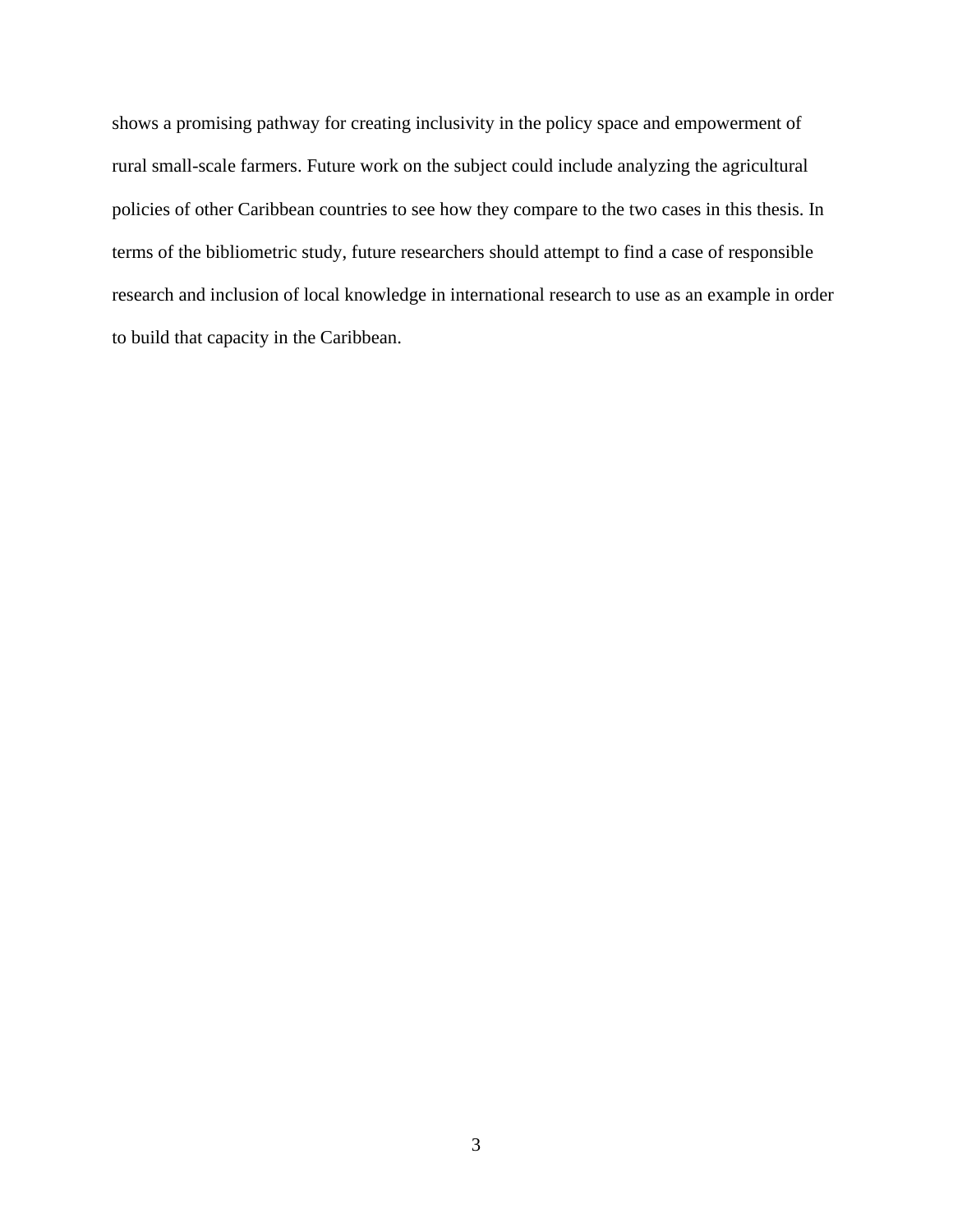shows a promising pathway for creating inclusivity in the policy space and empowerment of rural small-scale farmers. Future work on the subject could include analyzing the agricultural policies of other Caribbean countries to see how they compare to the two cases in this thesis. In terms of the bibliometric study, future researchers should attempt to find a case of responsible research and inclusion of local knowledge in international research to use as an example in order to build that capacity in the Caribbean.